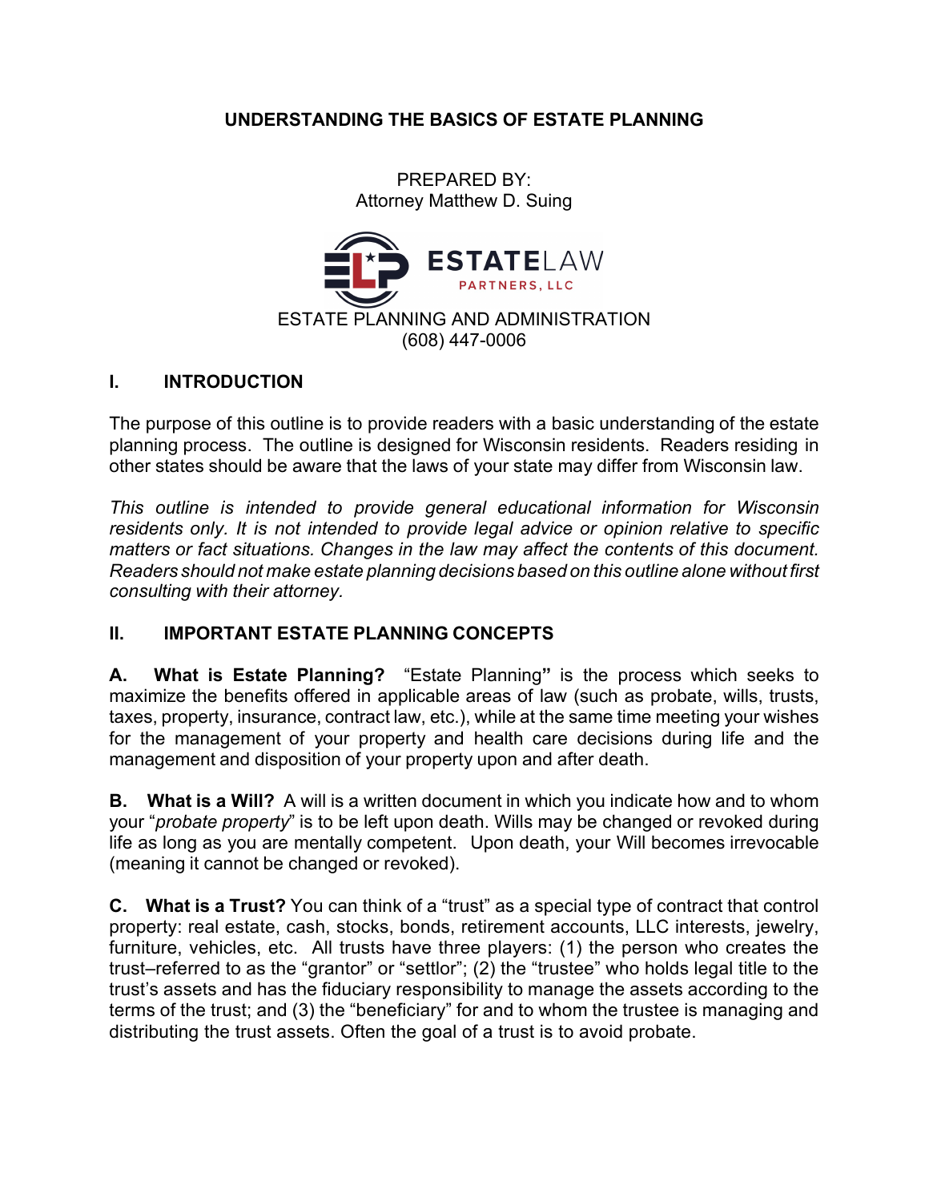# UNDERSTANDING THE BASICS OF ESTATE PLANNING

PREPARED BY:
Attorney Matthew D. Suing

ESTATELAW PARTNERS, LLC

ESTATE PLANNING AND ADMINISTRATION
(608) 447-0006

## I. INTRODUCTION

The purpose of this outline is to provide readers with a basic understanding of the estate planning process. The outline is designed for Wisconsin residents. Readers residing in other states should be aware that the laws of your state may differ from Wisconsin law.

*This outline is intended to provide general educational information for Wisconsin residents only. It is not intended to provide legal advice or opinion relative to specific matters or fact situations. Changes in the law may affect the contents of this document. Readers should not make estate planning decisions based on this outline alone without first consulting with their attorney.*

## II. IMPORTANT ESTATE PLANNING CONCEPTS

**A. What is Estate Planning?** "Estate Planning**"** is the process which seeks to maximize the benefits offered in applicable areas of law (such as probate, wills, trusts, taxes, property, insurance, contract law, etc.), while at the same time meeting your wishes for the management of your property and health care decisions during life and the management and disposition of your property upon and after death.

**B. What is a Will?** A will is a written document in which you indicate how and to whom your "*probate property*" is to be left upon death. Wills may be changed or revoked during life as long as you are mentally competent. Upon death, your Will becomes irrevocable (meaning it cannot be changed or revoked).

**C. What is a Trust?** You can think of a "trust" as a special type of contract that control property: real estate, cash, stocks, bonds, retirement accounts, LLC interests, jewelry, furniture, vehicles, etc. All trusts have three players: (1) the person who creates the trust–referred to as the "grantor" or "settlor"; (2) the "trustee" who holds legal title to the trust's assets and has the fiduciary responsibility to manage the assets according to the terms of the trust; and (3) the "beneficiary" for and to whom the trustee is managing and distributing the trust assets. Often the goal of a trust is to avoid probate.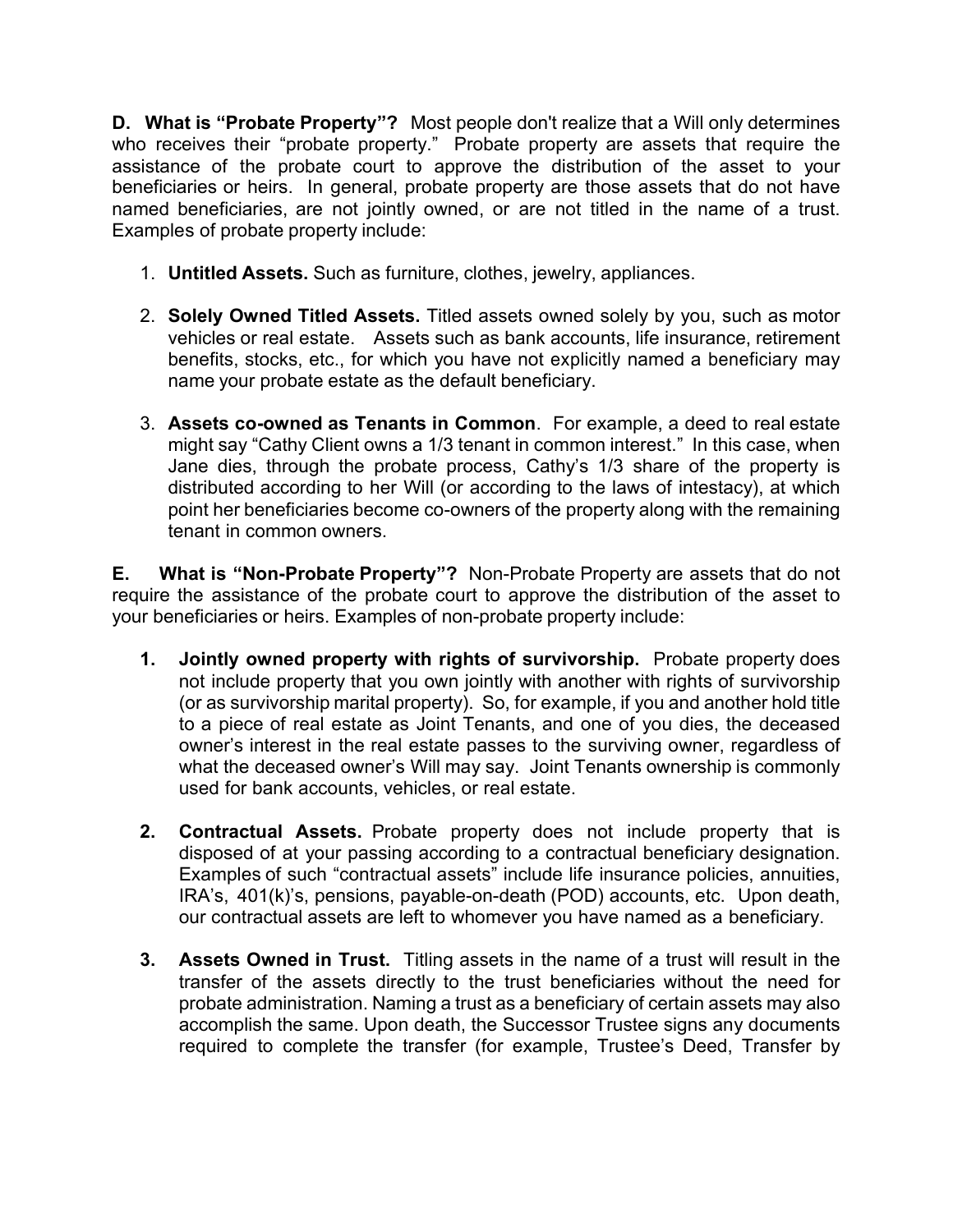**D. What is "Probate Property"?** Most people don't realize that a Will only determines who receives their "probate property." Probate property are assets that require the assistance of the probate court to approve the distribution of the asset to your beneficiaries or heirs. In general, probate property are those assets that do not have named beneficiaries, are not jointly owned, or are not titled in the name of a trust. Examples of probate property include:

1. **Untitled Assets.** Such as furniture, clothes, jewelry, appliances.

2. **Solely Owned Titled Assets.** Titled assets owned solely by you, such as motor vehicles or real estate. Assets such as bank accounts, life insurance, retirement benefits, stocks, etc., for which you have not explicitly named a beneficiary may name your probate estate as the default beneficiary.

3. **Assets co-owned as Tenants in Common**. For example, a deed to real estate might say "Cathy Client owns a 1/3 tenant in common interest." In this case, when Jane dies, through the probate process, Cathy's 1/3 share of the property is distributed according to her Will (or according to the laws of intestacy), at which point her beneficiaries become co-owners of the property along with the remaining tenant in common owners.

**E. What is "Non-Probate Property"?** Non-Probate Property are assets that do not require the assistance of the probate court to approve the distribution of the asset to your beneficiaries or heirs. Examples of non-probate property include:

1. **Jointly owned property with rights of survivorship.** Probate property does not include property that you own jointly with another with rights of survivorship (or as survivorship marital property). So, for example, if you and another hold title to a piece of real estate as Joint Tenants, and one of you dies, the deceased owner's interest in the real estate passes to the surviving owner, regardless of what the deceased owner's Will may say. Joint Tenants ownership is commonly used for bank accounts, vehicles, or real estate.

2. **Contractual Assets.** Probate property does not include property that is disposed of at your passing according to a contractual beneficiary designation. Examples of such "contractual assets" include life insurance policies, annuities, IRA's, 401(k)'s, pensions, payable-on-death (POD) accounts, etc. Upon death, our contractual assets are left to whomever you have named as a beneficiary.

3. **Assets Owned in Trust.** Titling assets in the name of a trust will result in the transfer of the assets directly to the trust beneficiaries without the need for probate administration. Naming a trust as a beneficiary of certain assets may also accomplish the same. Upon death, the Successor Trustee signs any documents required to complete the transfer (for example, Trustee's Deed, Transfer by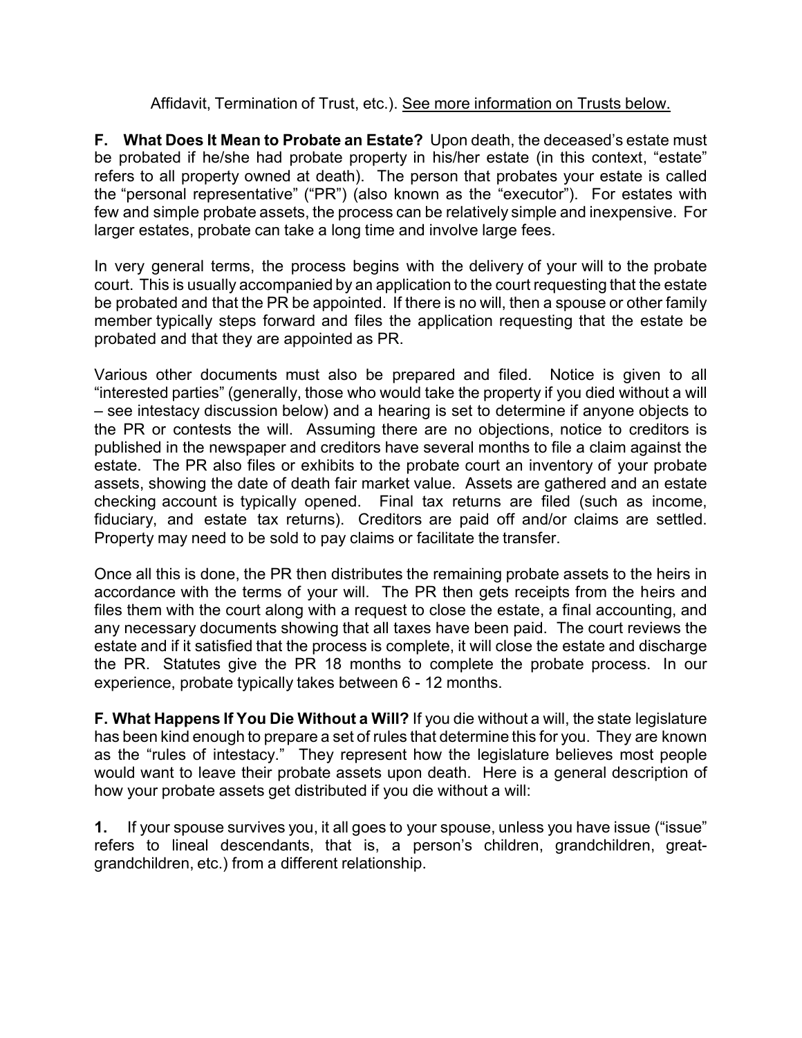Affidavit, Termination of Trust, etc.). See more information on Trusts below.

**F. What Does It Mean to Probate an Estate?** Upon death, the deceased's estate must be probated if he/she had probate property in his/her estate (in this context, "estate" refers to all property owned at death). The person that probates your estate is called the "personal representative" ("PR") (also known as the "executor"). For estates with few and simple probate assets, the process can be relatively simple and inexpensive. For larger estates, probate can take a long time and involve large fees.

In very general terms, the process begins with the delivery of your will to the probate court. This is usually accompanied by an application to the court requesting that the estate be probated and that the PR be appointed. If there is no will, then a spouse or other family member typically steps forward and files the application requesting that the estate be probated and that they are appointed as PR.

Various other documents must also be prepared and filed. Notice is given to all "interested parties" (generally, those who would take the property if you died without a will – see intestacy discussion below) and a hearing is set to determine if anyone objects to the PR or contests the will. Assuming there are no objections, notice to creditors is published in the newspaper and creditors have several months to file a claim against the estate. The PR also files or exhibits to the probate court an inventory of your probate assets, showing the date of death fair market value. Assets are gathered and an estate checking account is typically opened. Final tax returns are filed (such as income, fiduciary, and estate tax returns). Creditors are paid off and/or claims are settled. Property may need to be sold to pay claims or facilitate the transfer.

Once all this is done, the PR then distributes the remaining probate assets to the heirs in accordance with the terms of your will. The PR then gets receipts from the heirs and files them with the court along with a request to close the estate, a final accounting, and any necessary documents showing that all taxes have been paid. The court reviews the estate and if it satisfied that the process is complete, it will close the estate and discharge the PR. Statutes give the PR 18 months to complete the probate process. In our experience, probate typically takes between 6 - 12 months.

**F. What Happens If You Die Without a Will?** If you die without a will, the state legislature has been kind enough to prepare a set of rules that determine this for you. They are known as the "rules of intestacy." They represent how the legislature believes most people would want to leave their probate assets upon death. Here is a general description of how your probate assets get distributed if you die without a will:

**1.** If your spouse survives you, it all goes to your spouse, unless you have issue ("issue" refers to lineal descendants, that is, a person's children, grandchildren, great-grandchildren, etc.) from a different relationship.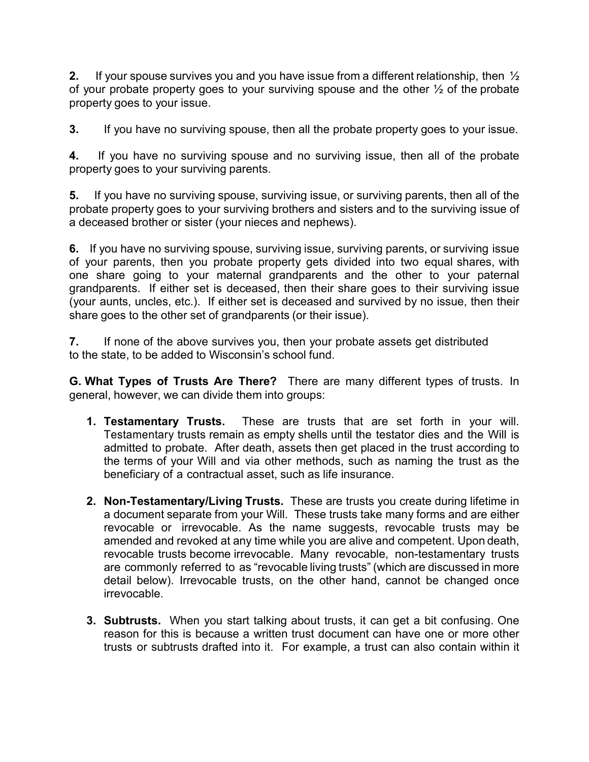**2.** If your spouse survives you and you have issue from a different relationship, then ½ of your probate property goes to your surviving spouse and the other ½ of the probate property goes to your issue.

**3.** If you have no surviving spouse, then all the probate property goes to your issue.

**4.** If you have no surviving spouse and no surviving issue, then all of the probate property goes to your surviving parents.

**5.** If you have no surviving spouse, surviving issue, or surviving parents, then all of the probate property goes to your surviving brothers and sisters and to the surviving issue of a deceased brother or sister (your nieces and nephews).

**6.** If you have no surviving spouse, surviving issue, surviving parents, or surviving issue of your parents, then you probate property gets divided into two equal shares, with one share going to your maternal grandparents and the other to your paternal grandparents. If either set is deceased, then their share goes to their surviving issue (your aunts, uncles, etc.). If either set is deceased and survived by no issue, then their share goes to the other set of grandparents (or their issue).

**7.** If none of the above survives you, then your probate assets get distributed to the state, to be added to Wisconsin's school fund.

**G. What Types of Trusts Are There?** There are many different types of trusts. In general, however, we can divide them into groups:

1. **Testamentary Trusts.** These are trusts that are set forth in your will. Testamentary trusts remain as empty shells until the testator dies and the Will is admitted to probate. After death, assets then get placed in the trust according to the terms of your Will and via other methods, such as naming the trust as the beneficiary of a contractual asset, such as life insurance.

2. **Non-Testamentary/Living Trusts.** These are trusts you create during lifetime in a document separate from your Will. These trusts take many forms and are either revocable or irrevocable. As the name suggests, revocable trusts may be amended and revoked at any time while you are alive and competent. Upon death, revocable trusts become irrevocable. Many revocable, non-testamentary trusts are commonly referred to as "revocable living trusts" (which are discussed in more detail below). Irrevocable trusts, on the other hand, cannot be changed once irrevocable.

3. **Subtrusts.** When you start talking about trusts, it can get a bit confusing. One reason for this is because a written trust document can have one or more other trusts or subtrusts drafted into it. For example, a trust can also contain within it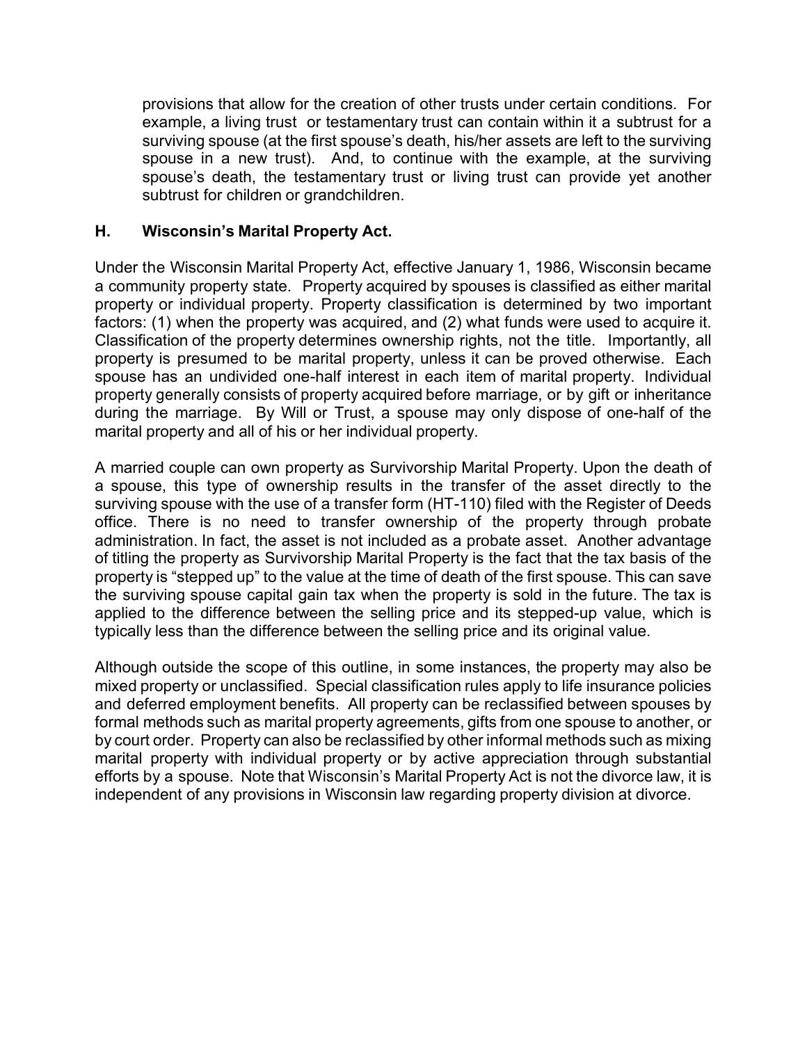provisions that allow for the creation of other trusts under certain conditions. For example, a living trust or testamentary trust can contain within it a subtrust for a surviving spouse (at the first spouse's death, his/her assets are left to the surviving spouse in a new trust). And, to continue with the example, at the surviving spouse's death, the testamentary trust or living trust can provide yet another subtrust for children or grandchildren.

### H. Wisconsin's Marital Property Act.

Under the Wisconsin Marital Property Act, effective January 1, 1986, Wisconsin became a community property state. Property acquired by spouses is classified as either marital property or individual property. Property classification is determined by two important factors: (1) when the property was acquired, and (2) what funds were used to acquire it. Classification of the property determines ownership rights, not the title. Importantly, all property is presumed to be marital property, unless it can be proved otherwise. Each spouse has an undivided one-half interest in each item of marital property. Individual property generally consists of property acquired before marriage, or by gift or inheritance during the marriage. By Will or Trust, a spouse may only dispose of one-half of the marital property and all of his or her individual property.

A married couple can own property as Survivorship Marital Property. Upon the death of a spouse, this type of ownership results in the transfer of the asset directly to the surviving spouse with the use of a transfer form (HT-110) filed with the Register of Deeds office. There is no need to transfer ownership of the property through probate administration. In fact, the asset is not included as a probate asset. Another advantage of titling the property as Survivorship Marital Property is the fact that the tax basis of the property is "stepped up" to the value at the time of death of the first spouse. This can save the surviving spouse capital gain tax when the property is sold in the future. The tax is applied to the difference between the selling price and its stepped-up value, which is typically less than the difference between the selling price and its original value.

Although outside the scope of this outline, in some instances, the property may also be mixed property or unclassified. Special classification rules apply to life insurance policies and deferred employment benefits. All property can be reclassified between spouses by formal methods such as marital property agreements, gifts from one spouse to another, or by court order. Property can also be reclassified by other informal methods such as mixing marital property with individual property or by active appreciation through substantial efforts by a spouse. Note that Wisconsin's Marital Property Act is not the divorce law, it is independent of any provisions in Wisconsin law regarding property division at divorce.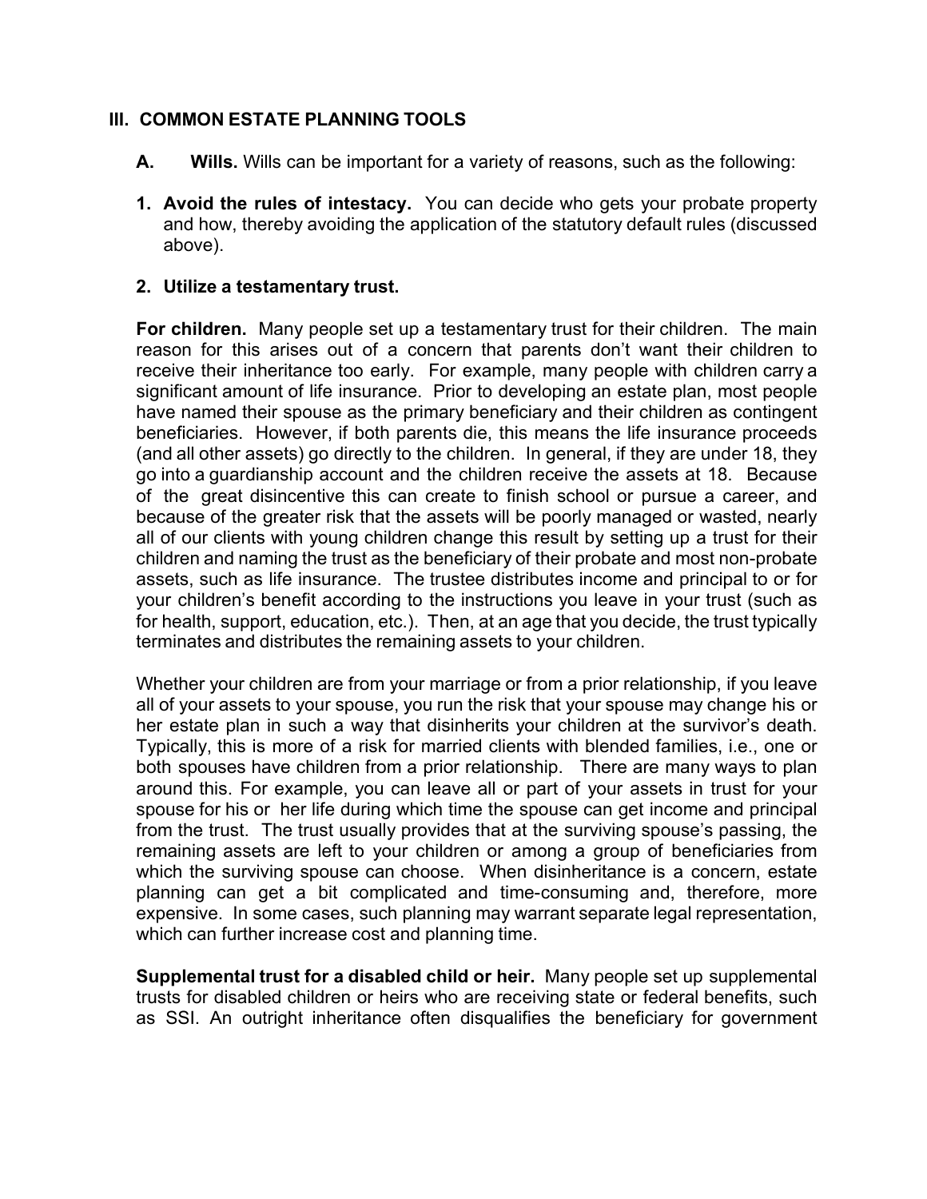## III. COMMON ESTATE PLANNING TOOLS

**A. Wills.** Wills can be important for a variety of reasons, such as the following:

**1. Avoid the rules of intestacy.** You can decide who gets your probate property and how, thereby avoiding the application of the statutory default rules (discussed above).

**2. Utilize a testamentary trust.**

**For children.** Many people set up a testamentary trust for their children. The main reason for this arises out of a concern that parents don't want their children to receive their inheritance too early. For example, many people with children carry a significant amount of life insurance. Prior to developing an estate plan, most people have named their spouse as the primary beneficiary and their children as contingent beneficiaries. However, if both parents die, this means the life insurance proceeds (and all other assets) go directly to the children. In general, if they are under 18, they go into a guardianship account and the children receive the assets at 18. Because of the great disincentive this can create to finish school or pursue a career, and because of the greater risk that the assets will be poorly managed or wasted, nearly all of our clients with young children change this result by setting up a trust for their children and naming the trust as the beneficiary of their probate and most non-probate assets, such as life insurance. The trustee distributes income and principal to or for your children's benefit according to the instructions you leave in your trust (such as for health, support, education, etc.). Then, at an age that you decide, the trust typically terminates and distributes the remaining assets to your children.

Whether your children are from your marriage or from a prior relationship, if you leave all of your assets to your spouse, you run the risk that your spouse may change his or her estate plan in such a way that disinherits your children at the survivor's death. Typically, this is more of a risk for married clients with blended families, i.e., one or both spouses have children from a prior relationship. There are many ways to plan around this. For example, you can leave all or part of your assets in trust for your spouse for his or her life during which time the spouse can get income and principal from the trust. The trust usually provides that at the surviving spouse's passing, the remaining assets are left to your children or among a group of beneficiaries from which the surviving spouse can choose. When disinheritance is a concern, estate planning can get a bit complicated and time-consuming and, therefore, more expensive. In some cases, such planning may warrant separate legal representation, which can further increase cost and planning time.

**Supplemental trust for a disabled child or heir.** Many people set up supplemental trusts for disabled children or heirs who are receiving state or federal benefits, such as SSI. An outright inheritance often disqualifies the beneficiary for government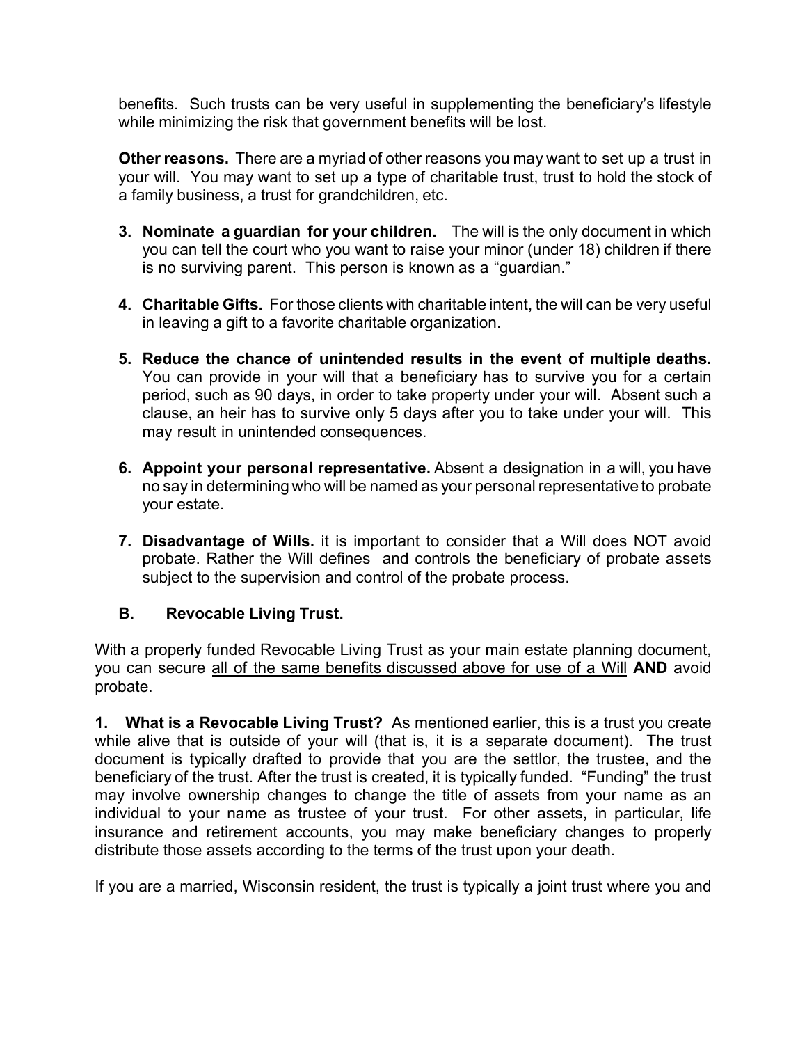benefits. Such trusts can be very useful in supplementing the beneficiary's lifestyle while minimizing the risk that government benefits will be lost.

**Other reasons.** There are a myriad of other reasons you may want to set up a trust in your will. You may want to set up a type of charitable trust, trust to hold the stock of a family business, a trust for grandchildren, etc.

3. **Nominate a guardian for your children.** The will is the only document in which you can tell the court who you want to raise your minor (under 18) children if there is no surviving parent. This person is known as a "guardian."

4. **Charitable Gifts.** For those clients with charitable intent, the will can be very useful in leaving a gift to a favorite charitable organization.

5. **Reduce the chance of unintended results in the event of multiple deaths.** You can provide in your will that a beneficiary has to survive you for a certain period, such as 90 days, in order to take property under your will. Absent such a clause, an heir has to survive only 5 days after you to take under your will. This may result in unintended consequences.

6. **Appoint your personal representative.** Absent a designation in a will, you have no say in determining who will be named as your personal representative to probate your estate.

7. **Disadvantage of Wills.** it is important to consider that a Will does NOT avoid probate. Rather the Will defines and controls the beneficiary of probate assets subject to the supervision and control of the probate process.

### B. Revocable Living Trust.

With a properly funded Revocable Living Trust as your main estate planning document, you can secure <u>all of the same benefits discussed above for use of a Will</u> **AND** avoid probate.

**1. What is a Revocable Living Trust?** As mentioned earlier, this is a trust you create while alive that is outside of your will (that is, it is a separate document). The trust document is typically drafted to provide that you are the settlor, the trustee, and the beneficiary of the trust. After the trust is created, it is typically funded. "Funding" the trust may involve ownership changes to change the title of assets from your name as an individual to your name as trustee of your trust. For other assets, in particular, life insurance and retirement accounts, you may make beneficiary changes to properly distribute those assets according to the terms of the trust upon your death.

If you are a married, Wisconsin resident, the trust is typically a joint trust where you and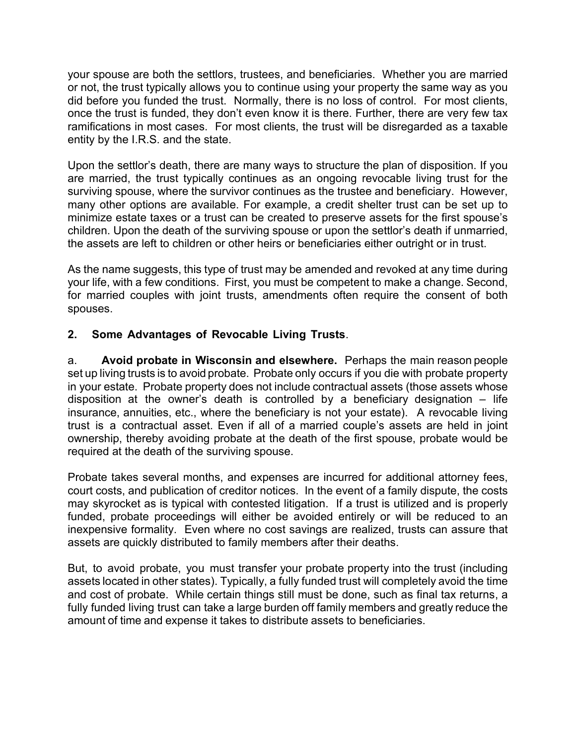your spouse are both the settlors, trustees, and beneficiaries. Whether you are married or not, the trust typically allows you to continue using your property the same way as you did before you funded the trust. Normally, there is no loss of control. For most clients, once the trust is funded, they don't even know it is there. Further, there are very few tax ramifications in most cases. For most clients, the trust will be disregarded as a taxable entity by the I.R.S. and the state.

Upon the settlor's death, there are many ways to structure the plan of disposition. If you are married, the trust typically continues as an ongoing revocable living trust for the surviving spouse, where the survivor continues as the trustee and beneficiary. However, many other options are available. For example, a credit shelter trust can be set up to minimize estate taxes or a trust can be created to preserve assets for the first spouse's children. Upon the death of the surviving spouse or upon the settlor's death if unmarried, the assets are left to children or other heirs or beneficiaries either outright or in trust.

As the name suggests, this type of trust may be amended and revoked at any time during your life, with a few conditions. First, you must be competent to make a change. Second, for married couples with joint trusts, amendments often require the consent of both spouses.

**2. Some Advantages of Revocable Living Trusts**.

a. **Avoid probate in Wisconsin and elsewhere.** Perhaps the main reason people set up living trusts is to avoid probate. Probate only occurs if you die with probate property in your estate. Probate property does not include contractual assets (those assets whose disposition at the owner's death is controlled by a beneficiary designation – life insurance, annuities, etc., where the beneficiary is not your estate). A revocable living trust is a contractual asset. Even if all of a married couple's assets are held in joint ownership, thereby avoiding probate at the death of the first spouse, probate would be required at the death of the surviving spouse.

Probate takes several months, and expenses are incurred for additional attorney fees, court costs, and publication of creditor notices. In the event of a family dispute, the costs may skyrocket as is typical with contested litigation. If a trust is utilized and is properly funded, probate proceedings will either be avoided entirely or will be reduced to an inexpensive formality. Even where no cost savings are realized, trusts can assure that assets are quickly distributed to family members after their deaths.

But, to avoid probate, you must transfer your probate property into the trust (including assets located in other states). Typically, a fully funded trust will completely avoid the time and cost of probate. While certain things still must be done, such as final tax returns, a fully funded living trust can take a large burden off family members and greatly reduce the amount of time and expense it takes to distribute assets to beneficiaries.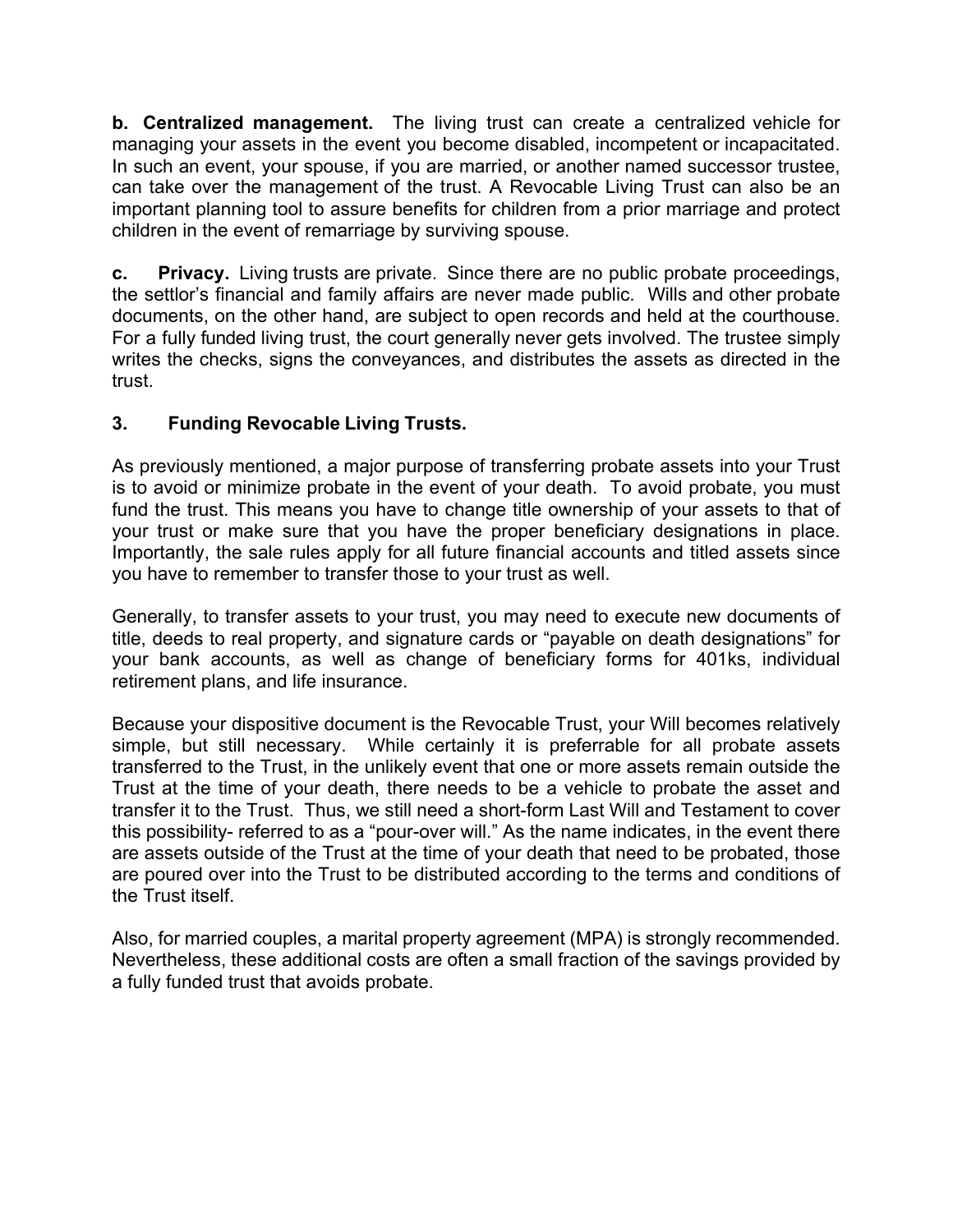**b. Centralized management.** The living trust can create a centralized vehicle for managing your assets in the event you become disabled, incompetent or incapacitated. In such an event, your spouse, if you are married, or another named successor trustee, can take over the management of the trust. A Revocable Living Trust can also be an important planning tool to assure benefits for children from a prior marriage and protect children in the event of remarriage by surviving spouse.

**c. Privacy.** Living trusts are private. Since there are no public probate proceedings, the settlor's financial and family affairs are never made public. Wills and other probate documents, on the other hand, are subject to open records and held at the courthouse. For a fully funded living trust, the court generally never gets involved. The trustee simply writes the checks, signs the conveyances, and distributes the assets as directed in the trust.

### 3. Funding Revocable Living Trusts.

As previously mentioned, a major purpose of transferring probate assets into your Trust is to avoid or minimize probate in the event of your death. To avoid probate, you must fund the trust. This means you have to change title ownership of your assets to that of your trust or make sure that you have the proper beneficiary designations in place. Importantly, the sale rules apply for all future financial accounts and titled assets since you have to remember to transfer those to your trust as well.

Generally, to transfer assets to your trust, you may need to execute new documents of title, deeds to real property, and signature cards or "payable on death designations" for your bank accounts, as well as change of beneficiary forms for 401ks, individual retirement plans, and life insurance.

Because your dispositive document is the Revocable Trust, your Will becomes relatively simple, but still necessary. While certainly it is preferrable for all probate assets transferred to the Trust, in the unlikely event that one or more assets remain outside the Trust at the time of your death, there needs to be a vehicle to probate the asset and transfer it to the Trust. Thus, we still need a short-form Last Will and Testament to cover this possibility- referred to as a "pour-over will." As the name indicates, in the event there are assets outside of the Trust at the time of your death that need to be probated, those are poured over into the Trust to be distributed according to the terms and conditions of the Trust itself.

Also, for married couples, a marital property agreement (MPA) is strongly recommended. Nevertheless, these additional costs are often a small fraction of the savings provided by a fully funded trust that avoids probate.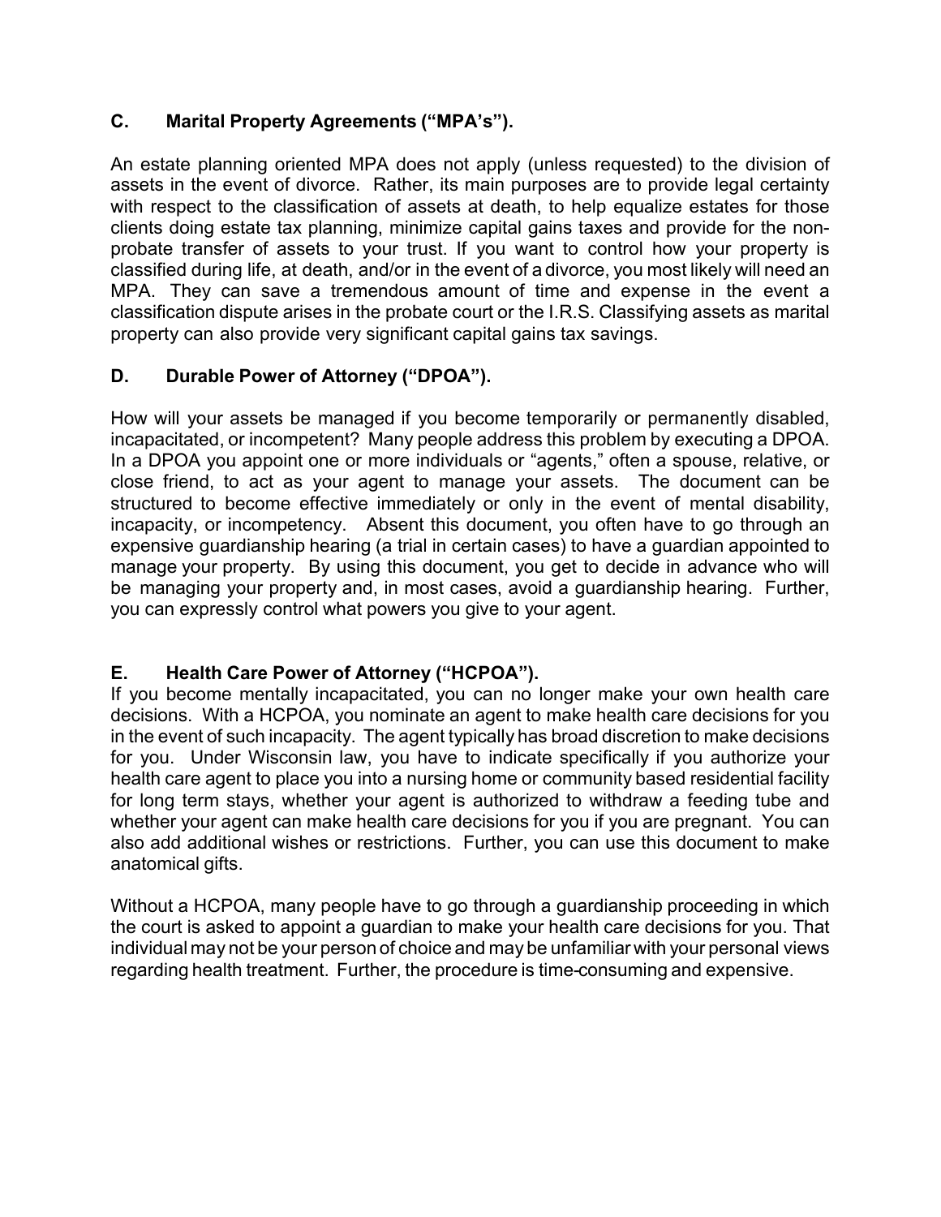### C. Marital Property Agreements ("MPA's").

An estate planning oriented MPA does not apply (unless requested) to the division of assets in the event of divorce. Rather, its main purposes are to provide legal certainty with respect to the classification of assets at death, to help equalize estates for those clients doing estate tax planning, minimize capital gains taxes and provide for the non-probate transfer of assets to your trust. If you want to control how your property is classified during life, at death, and/or in the event of a divorce, you most likely will need an MPA. They can save a tremendous amount of time and expense in the event a classification dispute arises in the probate court or the I.R.S. Classifying assets as marital property can also provide very significant capital gains tax savings.

### D. Durable Power of Attorney ("DPOA").

How will your assets be managed if you become temporarily or permanently disabled, incapacitated, or incompetent? Many people address this problem by executing a DPOA. In a DPOA you appoint one or more individuals or "agents," often a spouse, relative, or close friend, to act as your agent to manage your assets. The document can be structured to become effective immediately or only in the event of mental disability, incapacity, or incompetency. Absent this document, you often have to go through an expensive guardianship hearing (a trial in certain cases) to have a guardian appointed to manage your property. By using this document, you get to decide in advance who will be managing your property and, in most cases, avoid a guardianship hearing. Further, you can expressly control what powers you give to your agent.

### E. Health Care Power of Attorney ("HCPOA").

If you become mentally incapacitated, you can no longer make your own health care decisions. With a HCPOA, you nominate an agent to make health care decisions for you in the event of such incapacity. The agent typically has broad discretion to make decisions for you. Under Wisconsin law, you have to indicate specifically if you authorize your health care agent to place you into a nursing home or community based residential facility for long term stays, whether your agent is authorized to withdraw a feeding tube and whether your agent can make health care decisions for you if you are pregnant. You can also add additional wishes or restrictions. Further, you can use this document to make anatomical gifts.

Without a HCPOA, many people have to go through a guardianship proceeding in which the court is asked to appoint a guardian to make your health care decisions for you. That individual may not be your person of choice and may be unfamiliar with your personal views regarding health treatment. Further, the procedure is time-consuming and expensive.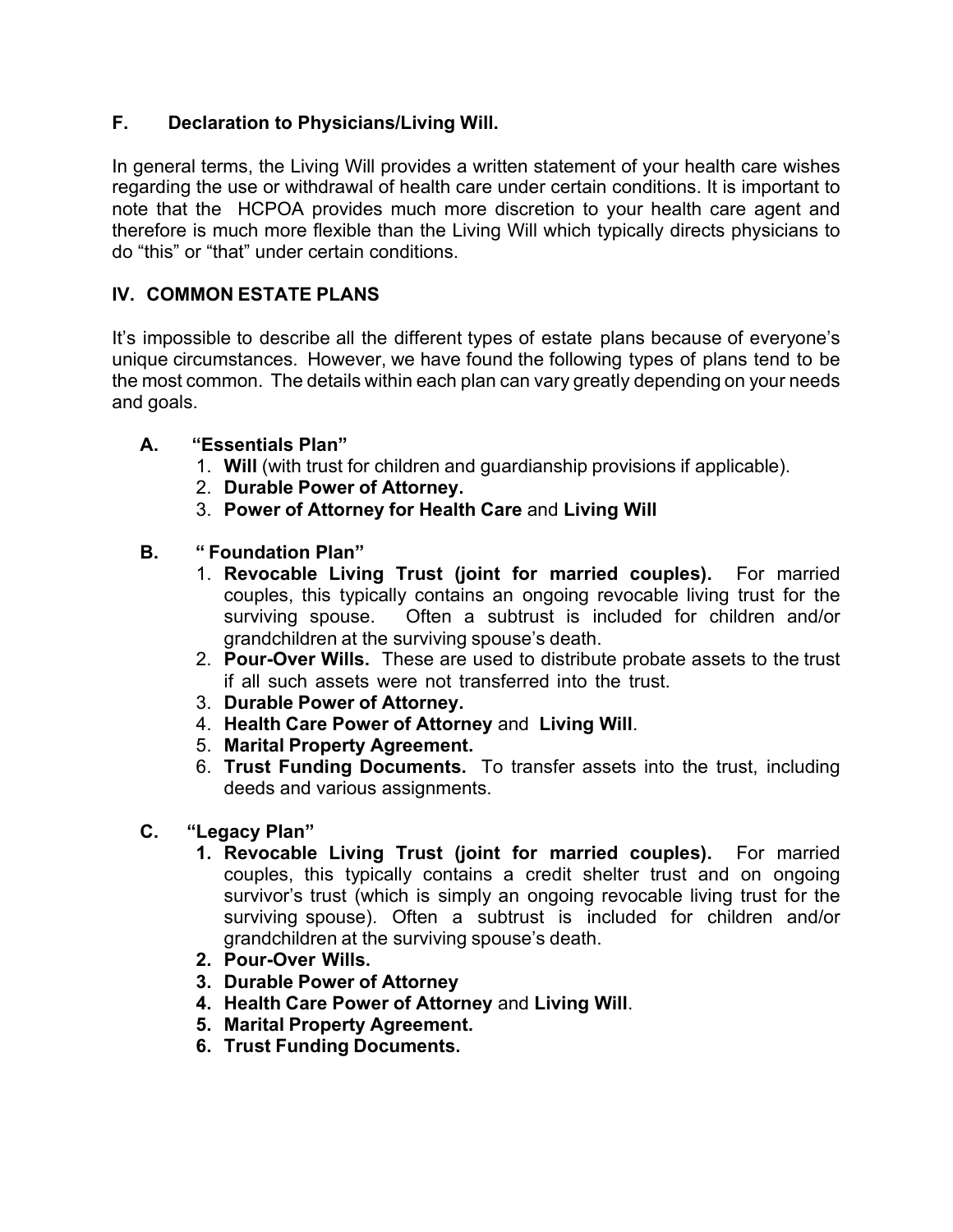### F. Declaration to Physicians/Living Will.

In general terms, the Living Will provides a written statement of your health care wishes regarding the use or withdrawal of health care under certain conditions. It is important to note that the HCPOA provides much more discretion to your health care agent and therefore is much more flexible than the Living Will which typically directs physicians to do "this" or "that" under certain conditions.

## IV. COMMON ESTATE PLANS

It's impossible to describe all the different types of estate plans because of everyone's unique circumstances. However, we have found the following types of plans tend to be the most common. The details within each plan can vary greatly depending on your needs and goals.

### A. "Essentials Plan"

1. **Will** (with trust for children and guardianship provisions if applicable).
2. **Durable Power of Attorney.**
3. **Power of Attorney for Health Care** and **Living Will**

### B. " Foundation Plan"

1. **Revocable Living Trust (joint for married couples).** For married couples, this typically contains an ongoing revocable living trust for the surviving spouse. Often a subtrust is included for children and/or grandchildren at the surviving spouse's death.
2. **Pour-Over Wills.** These are used to distribute probate assets to the trust if all such assets were not transferred into the trust.
3. **Durable Power of Attorney.**
4. **Health Care Power of Attorney** and **Living Will**.
5. **Marital Property Agreement.**
6. **Trust Funding Documents.** To transfer assets into the trust, including deeds and various assignments.

### C. "Legacy Plan"

1. **Revocable Living Trust (joint for married couples).** For married couples, this typically contains a credit shelter trust and on ongoing survivor's trust (which is simply an ongoing revocable living trust for the surviving spouse). Often a subtrust is included for children and/or grandchildren at the surviving spouse's death.
2. **Pour-Over Wills.**
3. **Durable Power of Attorney**
4. **Health Care Power of Attorney** and **Living Will**.
5. **Marital Property Agreement.**
6. **Trust Funding Documents.**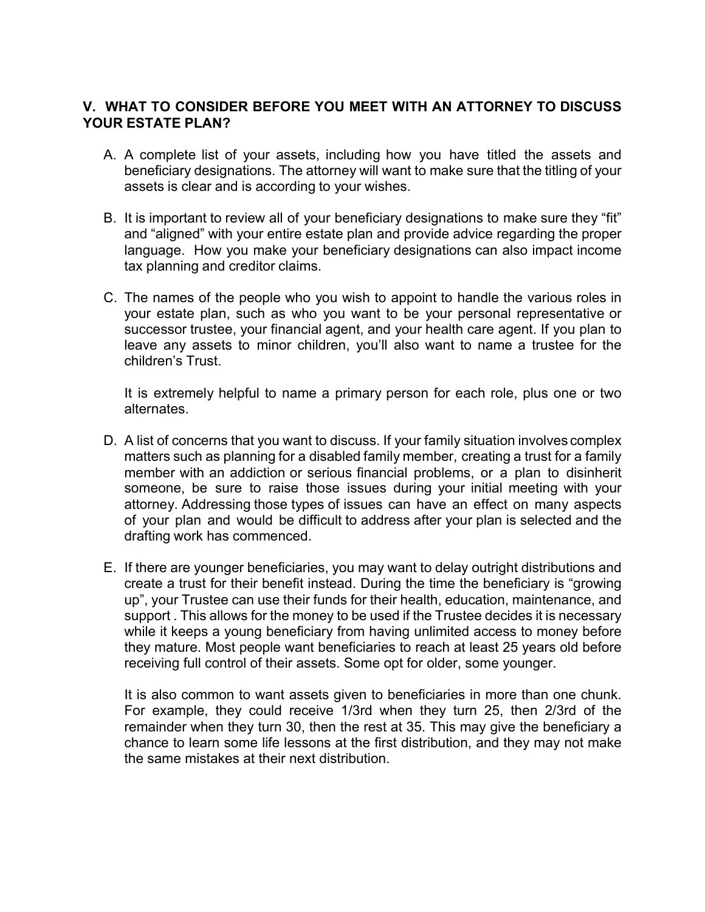## V. WHAT TO CONSIDER BEFORE YOU MEET WITH AN ATTORNEY TO DISCUSS YOUR ESTATE PLAN?

A. A complete list of your assets, including how you have titled the assets and beneficiary designations. The attorney will want to make sure that the titling of your assets is clear and is according to your wishes.

B. It is important to review all of your beneficiary designations to make sure they "fit" and "aligned" with your entire estate plan and provide advice regarding the proper language. How you make your beneficiary designations can also impact income tax planning and creditor claims.

C. The names of the people who you wish to appoint to handle the various roles in your estate plan, such as who you want to be your personal representative or successor trustee, your financial agent, and your health care agent. If you plan to leave any assets to minor children, you'll also want to name a trustee for the children's Trust.

   It is extremely helpful to name a primary person for each role, plus one or two alternates.

D. A list of concerns that you want to discuss. If your family situation involves complex matters such as planning for a disabled family member, creating a trust for a family member with an addiction or serious financial problems, or a plan to disinherit someone, be sure to raise those issues during your initial meeting with your attorney. Addressing those types of issues can have an effect on many aspects of your plan and would be difficult to address after your plan is selected and the drafting work has commenced.

E. If there are younger beneficiaries, you may want to delay outright distributions and create a trust for their benefit instead. During the time the beneficiary is "growing up", your Trustee can use their funds for their health, education, maintenance, and support . This allows for the money to be used if the Trustee decides it is necessary while it keeps a young beneficiary from having unlimited access to money before they mature. Most people want beneficiaries to reach at least 25 years old before receiving full control of their assets. Some opt for older, some younger.

   It is also common to want assets given to beneficiaries in more than one chunk. For example, they could receive 1/3rd when they turn 25, then 2/3rd of the remainder when they turn 30, then the rest at 35. This may give the beneficiary a chance to learn some life lessons at the first distribution, and they may not make the same mistakes at their next distribution.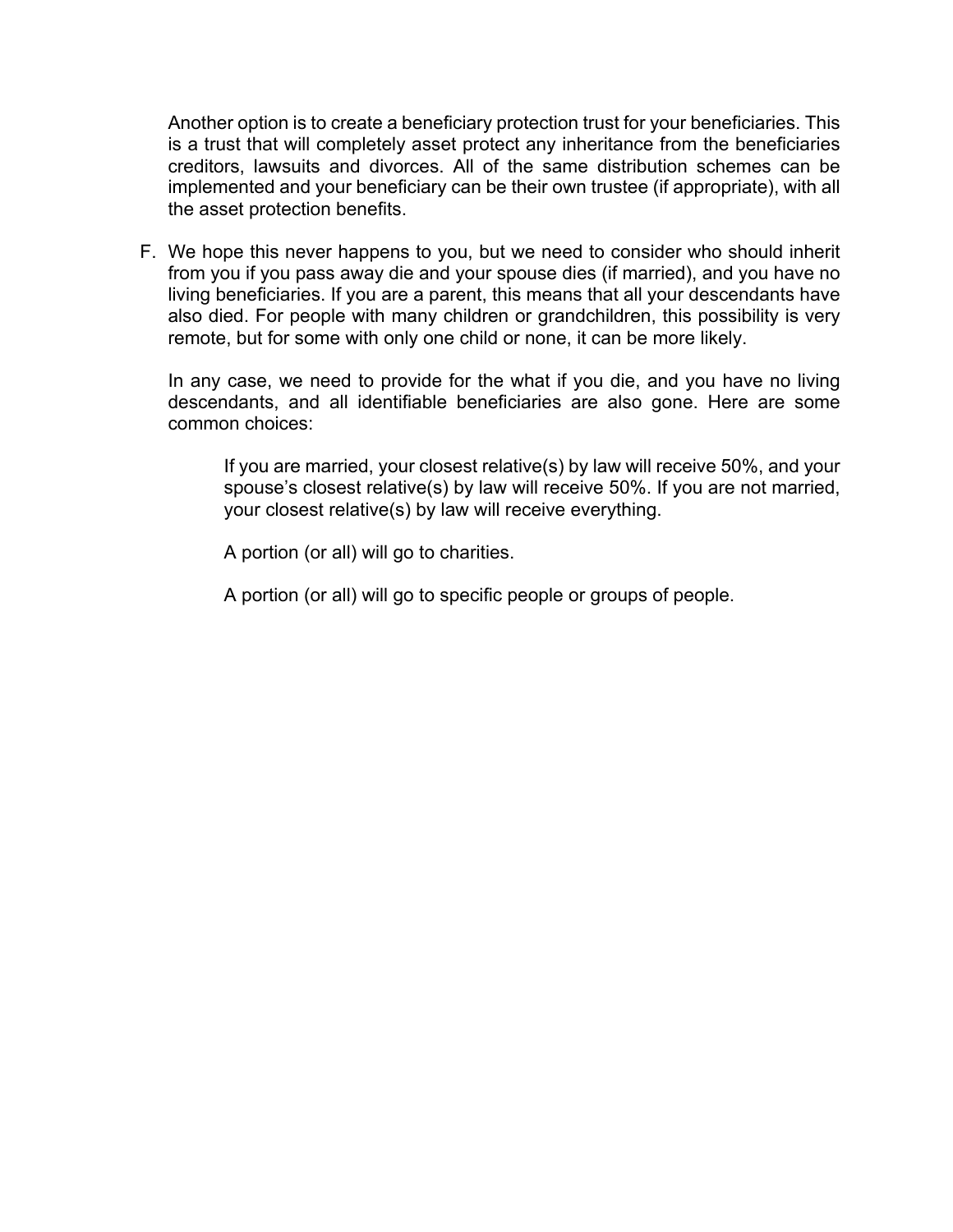Another option is to create a beneficiary protection trust for your beneficiaries. This is a trust that will completely asset protect any inheritance from the beneficiaries creditors, lawsuits and divorces. All of the same distribution schemes can be implemented and your beneficiary can be their own trustee (if appropriate), with all the asset protection benefits.

F. We hope this never happens to you, but we need to consider who should inherit from you if you pass away die and your spouse dies (if married), and you have no living beneficiaries. If you are a parent, this means that all your descendants have also died. For people with many children or grandchildren, this possibility is very remote, but for some with only one child or none, it can be more likely.

   In any case, we need to provide for the what if you die, and you have no living descendants, and all identifiable beneficiaries are also gone. Here are some common choices:

   If you are married, your closest relative(s) by law will receive 50%, and your spouse's closest relative(s) by law will receive 50%. If you are not married, your closest relative(s) by law will receive everything.

   A portion (or all) will go to charities.

   A portion (or all) will go to specific people or groups of people.